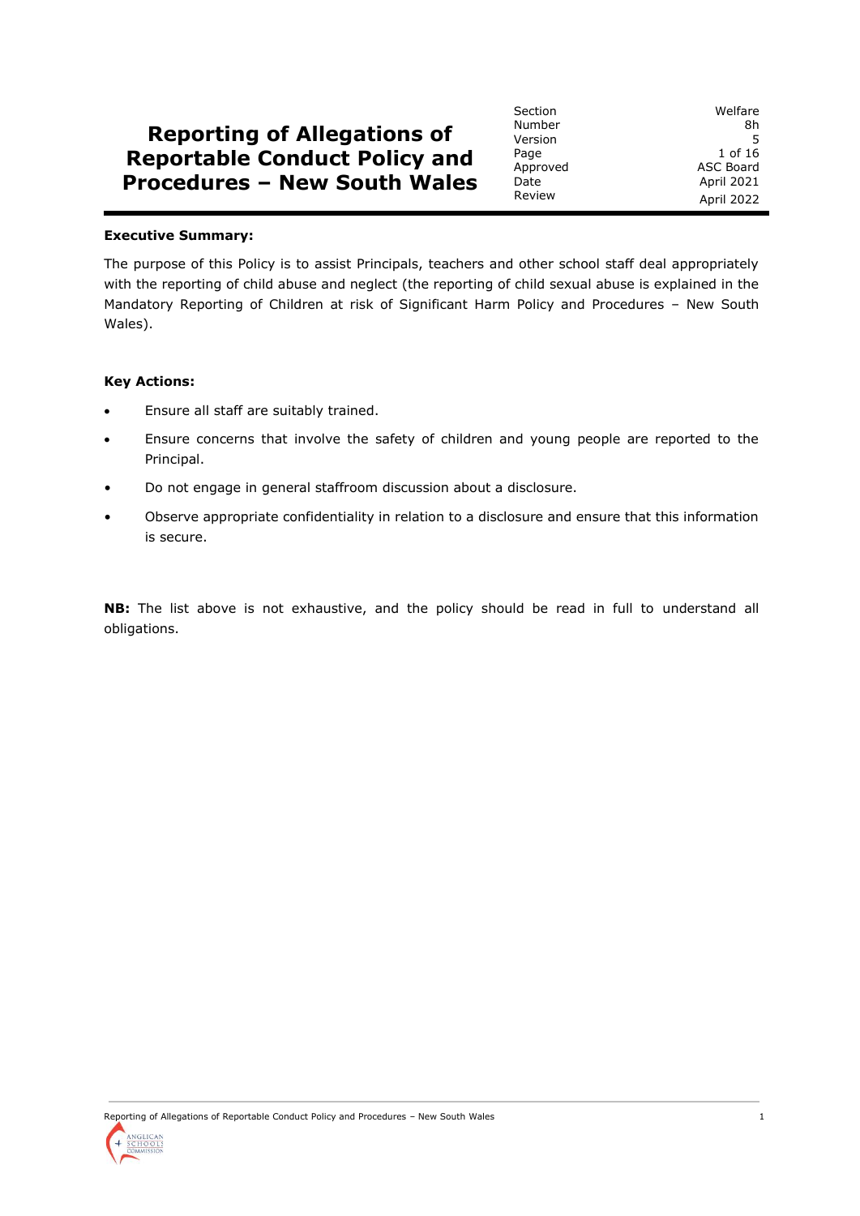# Reporting of Allegations of Reportable Conduct Policy and Procedures – New South Wales

| | |
|---|---|
| Section | Welfare |
| Number | 8h |
| Version | 5 |
| Page | 1 of 16 |
| Approved | ASC Board |
| Date | April 2021 |
| Review | April 2022 |

**Executive Summary:**

The purpose of this Policy is to assist Principals, teachers and other school staff deal appropriately with the reporting of child abuse and neglect (the reporting of child sexual abuse is explained in the Mandatory Reporting of Children at risk of Significant Harm Policy and Procedures – New South Wales).

**Key Actions:**

- Ensure all staff are suitably trained.
- Ensure concerns that involve the safety of children and young people are reported to the Principal.
- Do not engage in general staffroom discussion about a disclosure.
- Observe appropriate confidentiality in relation to a disclosure and ensure that this information is secure.

**NB:** The list above is not exhaustive, and the policy should be read in full to understand all obligations.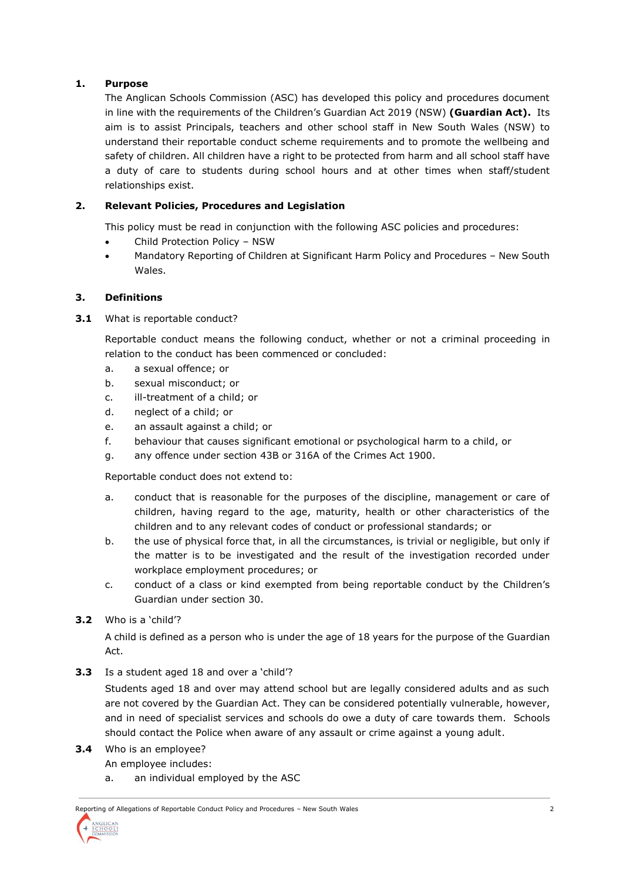## 1. Purpose

The Anglican Schools Commission (ASC) has developed this policy and procedures document in line with the requirements of the Children's Guardian Act 2019 (NSW) **(Guardian Act).** Its aim is to assist Principals, teachers and other school staff in New South Wales (NSW) to understand their reportable conduct scheme requirements and to promote the wellbeing and safety of children. All children have a right to be protected from harm and all school staff have a duty of care to students during school hours and at other times when staff/student relationships exist.

## 2. Relevant Policies, Procedures and Legislation

This policy must be read in conjunction with the following ASC policies and procedures:

- Child Protection Policy – NSW
- Mandatory Reporting of Children at Significant Harm Policy and Procedures – New South Wales.

## 3. Definitions

**3.1** What is reportable conduct?

Reportable conduct means the following conduct, whether or not a criminal proceeding in relation to the conduct has been commenced or concluded:

a. a sexual offence; or
b. sexual misconduct; or
c. ill-treatment of a child; or
d. neglect of a child; or
e. an assault against a child; or
f. behaviour that causes significant emotional or psychological harm to a child, or
g. any offence under section 43B or 316A of the Crimes Act 1900.

Reportable conduct does not extend to:

a. conduct that is reasonable for the purposes of the discipline, management or care of children, having regard to the age, maturity, health or other characteristics of the children and to any relevant codes of conduct or professional standards; or
b. the use of physical force that, in all the circumstances, is trivial or negligible, but only if the matter is to be investigated and the result of the investigation recorded under workplace employment procedures; or
c. conduct of a class or kind exempted from being reportable conduct by the Children's Guardian under section 30.

**3.2** Who is a 'child'?

A child is defined as a person who is under the age of 18 years for the purpose of the Guardian Act.

**3.3** Is a student aged 18 and over a 'child'?

Students aged 18 and over may attend school but are legally considered adults and as such are not covered by the Guardian Act. They can be considered potentially vulnerable, however, and in need of specialist services and schools do owe a duty of care towards them. Schools should contact the Police when aware of any assault or crime against a young adult.

**3.4** Who is an employee?

An employee includes:

a. an individual employed by the ASC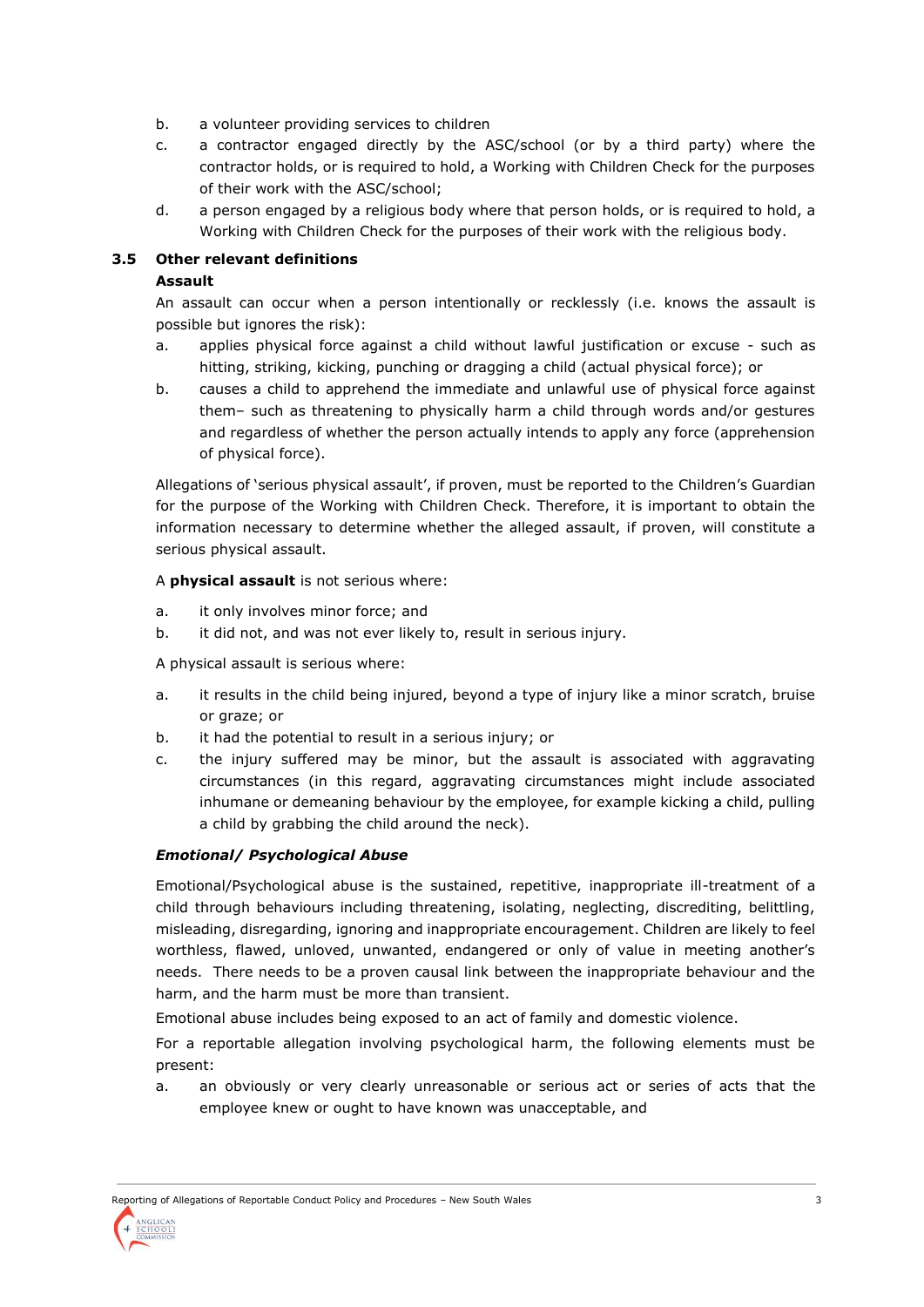b. a volunteer providing services to children

c. a contractor engaged directly by the ASC/school (or by a third party) where the contractor holds, or is required to hold, a Working with Children Check for the purposes of their work with the ASC/school;

d. a person engaged by a religious body where that person holds, or is required to hold, a Working with Children Check for the purposes of their work with the religious body.

### 3.5 Other relevant definitions

**Assault**

An assault can occur when a person intentionally or recklessly (i.e. knows the assault is possible but ignores the risk):

a. applies physical force against a child without lawful justification or excuse - such as hitting, striking, kicking, punching or dragging a child (actual physical force); or

b. causes a child to apprehend the immediate and unlawful use of physical force against them– such as threatening to physically harm a child through words and/or gestures and regardless of whether the person actually intends to apply any force (apprehension of physical force).

Allegations of 'serious physical assault', if proven, must be reported to the Children's Guardian for the purpose of the Working with Children Check. Therefore, it is important to obtain the information necessary to determine whether the alleged assault, if proven, will constitute a serious physical assault.

A **physical assault** is not serious where:

a. it only involves minor force; and

b. it did not, and was not ever likely to, result in serious injury.

A physical assault is serious where:

a. it results in the child being injured, beyond a type of injury like a minor scratch, bruise or graze; or

b. it had the potential to result in a serious injury; or

c. the injury suffered may be minor, but the assault is associated with aggravating circumstances (in this regard, aggravating circumstances might include associated inhumane or demeaning behaviour by the employee, for example kicking a child, pulling a child by grabbing the child around the neck).

***Emotional/ Psychological Abuse***

Emotional/Psychological abuse is the sustained, repetitive, inappropriate ill-treatment of a child through behaviours including threatening, isolating, neglecting, discrediting, belittling, misleading, disregarding, ignoring and inappropriate encouragement. Children are likely to feel worthless, flawed, unloved, unwanted, endangered or only of value in meeting another's needs. There needs to be a proven causal link between the inappropriate behaviour and the harm, and the harm must be more than transient.

Emotional abuse includes being exposed to an act of family and domestic violence.

For a reportable allegation involving psychological harm, the following elements must be present:

a. an obviously or very clearly unreasonable or serious act or series of acts that the employee knew or ought to have known was unacceptable, and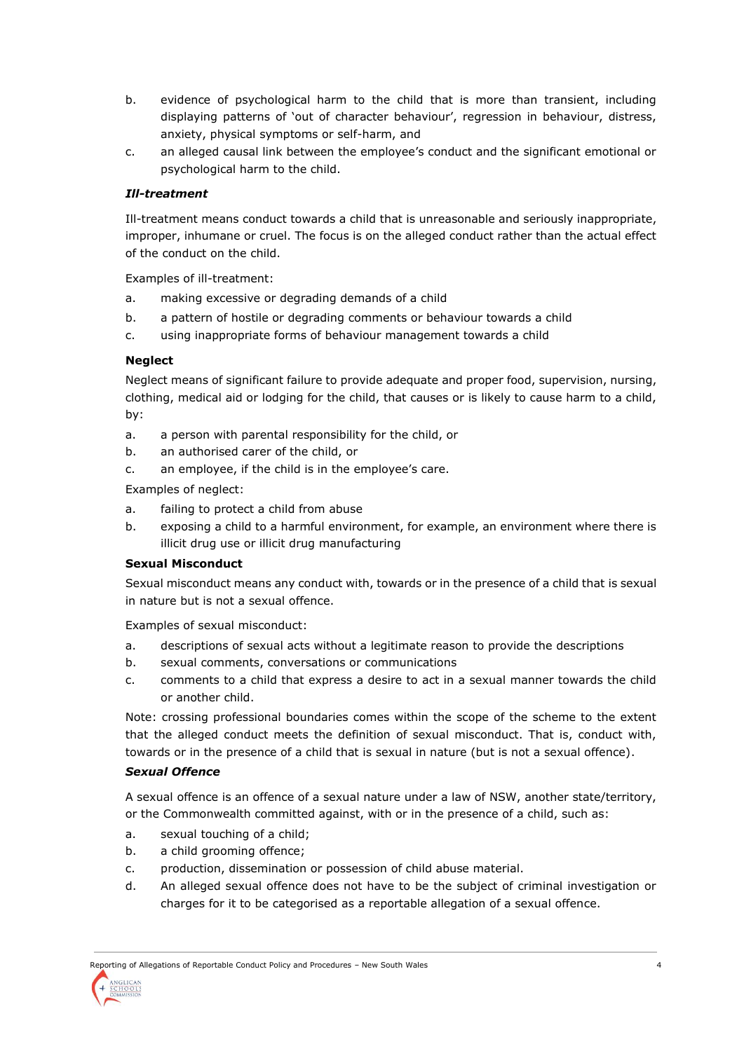b. evidence of psychological harm to the child that is more than transient, including displaying patterns of 'out of character behaviour', regression in behaviour, distress, anxiety, physical symptoms or self-harm, and

c. an alleged causal link between the employee's conduct and the significant emotional or psychological harm to the child.

***Ill-treatment***

Ill-treatment means conduct towards a child that is unreasonable and seriously inappropriate, improper, inhumane or cruel. The focus is on the alleged conduct rather than the actual effect of the conduct on the child.

Examples of ill-treatment:

a. making excessive or degrading demands of a child

b. a pattern of hostile or degrading comments or behaviour towards a child

c. using inappropriate forms of behaviour management towards a child

**Neglect**

Neglect means of significant failure to provide adequate and proper food, supervision, nursing, clothing, medical aid or lodging for the child, that causes or is likely to cause harm to a child, by:

a. a person with parental responsibility for the child, or

b. an authorised carer of the child, or

c. an employee, if the child is in the employee's care.

Examples of neglect:

a. failing to protect a child from abuse

b. exposing a child to a harmful environment, for example, an environment where there is illicit drug use or illicit drug manufacturing

**Sexual Misconduct**

Sexual misconduct means any conduct with, towards or in the presence of a child that is sexual in nature but is not a sexual offence.

Examples of sexual misconduct:

a. descriptions of sexual acts without a legitimate reason to provide the descriptions

b. sexual comments, conversations or communications

c. comments to a child that express a desire to act in a sexual manner towards the child or another child.

Note: crossing professional boundaries comes within the scope of the scheme to the extent that the alleged conduct meets the definition of sexual misconduct. That is, conduct with, towards or in the presence of a child that is sexual in nature (but is not a sexual offence).

***Sexual Offence***

A sexual offence is an offence of a sexual nature under a law of NSW, another state/territory, or the Commonwealth committed against, with or in the presence of a child, such as:

a. sexual touching of a child;

b. a child grooming offence;

c. production, dissemination or possession of child abuse material.

d. An alleged sexual offence does not have to be the subject of criminal investigation or charges for it to be categorised as a reportable allegation of a sexual offence.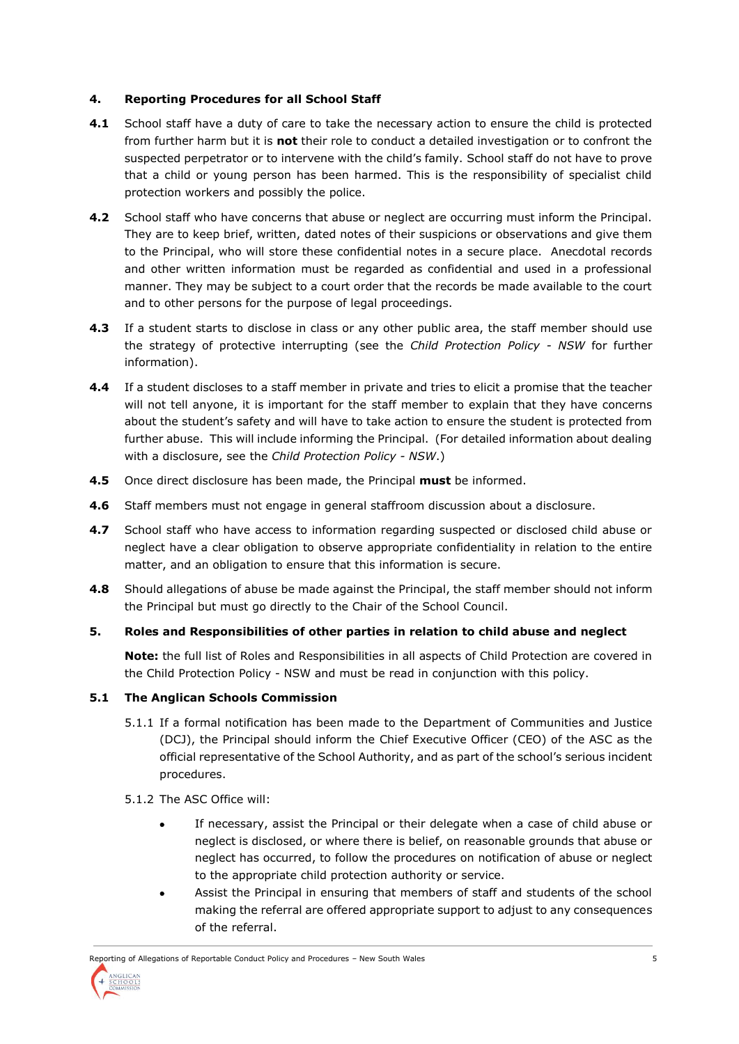## 4. Reporting Procedures for all School Staff

**4.1** School staff have a duty of care to take the necessary action to ensure the child is protected from further harm but it is **not** their role to conduct a detailed investigation or to confront the suspected perpetrator or to intervene with the child's family. School staff do not have to prove that a child or young person has been harmed. This is the responsibility of specialist child protection workers and possibly the police.

**4.2** School staff who have concerns that abuse or neglect are occurring must inform the Principal. They are to keep brief, written, dated notes of their suspicions or observations and give them to the Principal, who will store these confidential notes in a secure place. Anecdotal records and other written information must be regarded as confidential and used in a professional manner. They may be subject to a court order that the records be made available to the court and to other persons for the purpose of legal proceedings.

**4.3** If a student starts to disclose in class or any other public area, the staff member should use the strategy of protective interrupting (see the *Child Protection Policy - NSW* for further information).

**4.4** If a student discloses to a staff member in private and tries to elicit a promise that the teacher will not tell anyone, it is important for the staff member to explain that they have concerns about the student's safety and will have to take action to ensure the student is protected from further abuse. This will include informing the Principal. (For detailed information about dealing with a disclosure, see the *Child Protection Policy - NSW*.)

**4.5** Once direct disclosure has been made, the Principal **must** be informed.

**4.6** Staff members must not engage in general staffroom discussion about a disclosure.

**4.7** School staff who have access to information regarding suspected or disclosed child abuse or neglect have a clear obligation to observe appropriate confidentiality in relation to the entire matter, and an obligation to ensure that this information is secure.

**4.8** Should allegations of abuse be made against the Principal, the staff member should not inform the Principal but must go directly to the Chair of the School Council.

## 5. Roles and Responsibilities of other parties in relation to child abuse and neglect

**Note:** the full list of Roles and Responsibilities in all aspects of Child Protection are covered in the Child Protection Policy - NSW and must be read in conjunction with this policy.

### 5.1 The Anglican Schools Commission

5.1.1 If a formal notification has been made to the Department of Communities and Justice (DCJ), the Principal should inform the Chief Executive Officer (CEO) of the ASC as the official representative of the School Authority, and as part of the school's serious incident procedures.

5.1.2 The ASC Office will:

- If necessary, assist the Principal or their delegate when a case of child abuse or neglect is disclosed, or where there is belief, on reasonable grounds that abuse or neglect has occurred, to follow the procedures on notification of abuse or neglect to the appropriate child protection authority or service.
- Assist the Principal in ensuring that members of staff and students of the school making the referral are offered appropriate support to adjust to any consequences of the referral.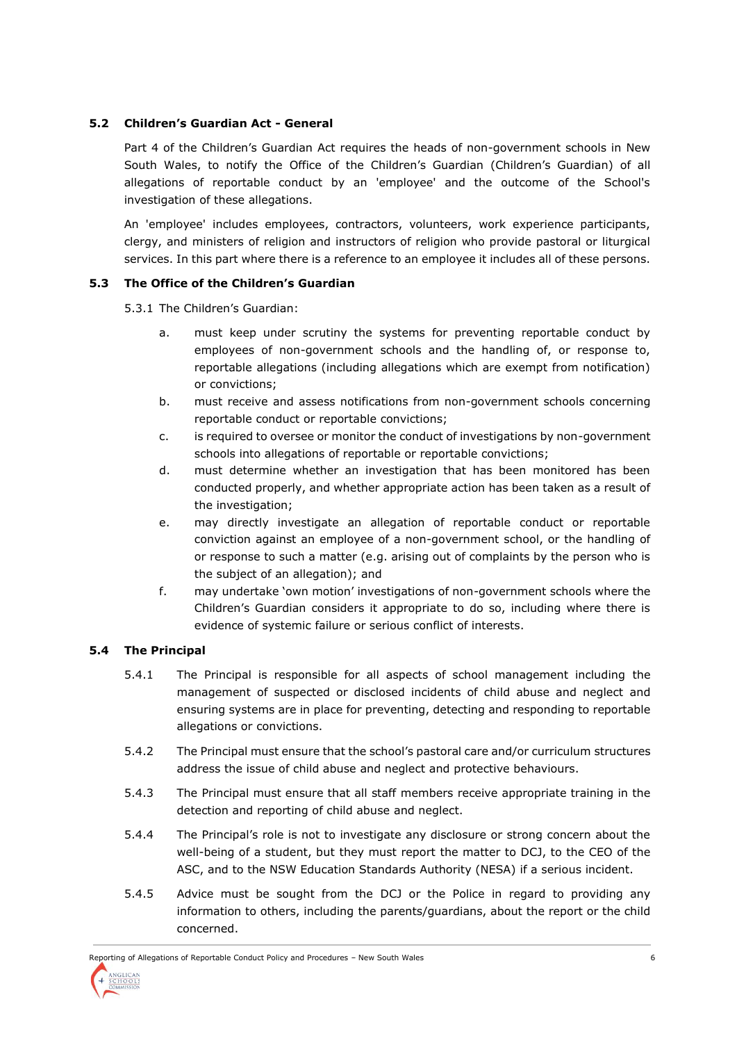### 5.2 Children's Guardian Act - General

Part 4 of the Children's Guardian Act requires the heads of non-government schools in New South Wales, to notify the Office of the Children's Guardian (Children's Guardian) of all allegations of reportable conduct by an 'employee' and the outcome of the School's investigation of these allegations.

An 'employee' includes employees, contractors, volunteers, work experience participants, clergy, and ministers of religion and instructors of religion who provide pastoral or liturgical services. In this part where there is a reference to an employee it includes all of these persons.

### 5.3 The Office of the Children's Guardian

5.3.1 The Children's Guardian:

a. must keep under scrutiny the systems for preventing reportable conduct by employees of non-government schools and the handling of, or response to, reportable allegations (including allegations which are exempt from notification) or convictions;

b. must receive and assess notifications from non-government schools concerning reportable conduct or reportable convictions;

c. is required to oversee or monitor the conduct of investigations by non-government schools into allegations of reportable or reportable convictions;

d. must determine whether an investigation that has been monitored has been conducted properly, and whether appropriate action has been taken as a result of the investigation;

e. may directly investigate an allegation of reportable conduct or reportable conviction against an employee of a non-government school, or the handling of or response to such a matter (e.g. arising out of complaints by the person who is the subject of an allegation); and

f. may undertake 'own motion' investigations of non-government schools where the Children's Guardian considers it appropriate to do so, including where there is evidence of systemic failure or serious conflict of interests.

### 5.4 The Principal

5.4.1 The Principal is responsible for all aspects of school management including the management of suspected or disclosed incidents of child abuse and neglect and ensuring systems are in place for preventing, detecting and responding to reportable allegations or convictions.

5.4.2 The Principal must ensure that the school's pastoral care and/or curriculum structures address the issue of child abuse and neglect and protective behaviours.

5.4.3 The Principal must ensure that all staff members receive appropriate training in the detection and reporting of child abuse and neglect.

5.4.4 The Principal's role is not to investigate any disclosure or strong concern about the well-being of a student, but they must report the matter to DCJ, to the CEO of the ASC, and to the NSW Education Standards Authority (NESA) if a serious incident.

5.4.5 Advice must be sought from the DCJ or the Police in regard to providing any information to others, including the parents/guardians, about the report or the child concerned.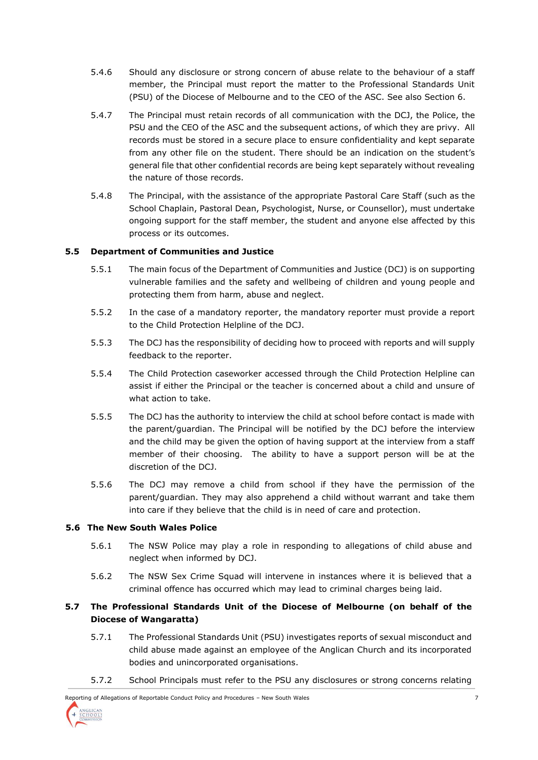5.4.6 Should any disclosure or strong concern of abuse relate to the behaviour of a staff member, the Principal must report the matter to the Professional Standards Unit (PSU) of the Diocese of Melbourne and to the CEO of the ASC. See also Section 6.

5.4.7 The Principal must retain records of all communication with the DCJ, the Police, the PSU and the CEO of the ASC and the subsequent actions, of which they are privy. All records must be stored in a secure place to ensure confidentiality and kept separate from any other file on the student. There should be an indication on the student's general file that other confidential records are being kept separately without revealing the nature of those records.

5.4.8 The Principal, with the assistance of the appropriate Pastoral Care Staff (such as the School Chaplain, Pastoral Dean, Psychologist, Nurse, or Counsellor), must undertake ongoing support for the staff member, the student and anyone else affected by this process or its outcomes.

### 5.5 Department of Communities and Justice

5.5.1 The main focus of the Department of Communities and Justice (DCJ) is on supporting vulnerable families and the safety and wellbeing of children and young people and protecting them from harm, abuse and neglect.

5.5.2 In the case of a mandatory reporter, the mandatory reporter must provide a report to the Child Protection Helpline of the DCJ.

5.5.3 The DCJ has the responsibility of deciding how to proceed with reports and will supply feedback to the reporter.

5.5.4 The Child Protection caseworker accessed through the Child Protection Helpline can assist if either the Principal or the teacher is concerned about a child and unsure of what action to take.

5.5.5 The DCJ has the authority to interview the child at school before contact is made with the parent/guardian. The Principal will be notified by the DCJ before the interview and the child may be given the option of having support at the interview from a staff member of their choosing. The ability to have a support person will be at the discretion of the DCJ.

5.5.6 The DCJ may remove a child from school if they have the permission of the parent/guardian. They may also apprehend a child without warrant and take them into care if they believe that the child is in need of care and protection.

### 5.6 The New South Wales Police

5.6.1 The NSW Police may play a role in responding to allegations of child abuse and neglect when informed by DCJ.

5.6.2 The NSW Sex Crime Squad will intervene in instances where it is believed that a criminal offence has occurred which may lead to criminal charges being laid.

### 5.7 The Professional Standards Unit of the Diocese of Melbourne (on behalf of the Diocese of Wangaratta)

5.7.1 The Professional Standards Unit (PSU) investigates reports of sexual misconduct and child abuse made against an employee of the Anglican Church and its incorporated bodies and unincorporated organisations.

5.7.2 School Principals must refer to the PSU any disclosures or strong concerns relating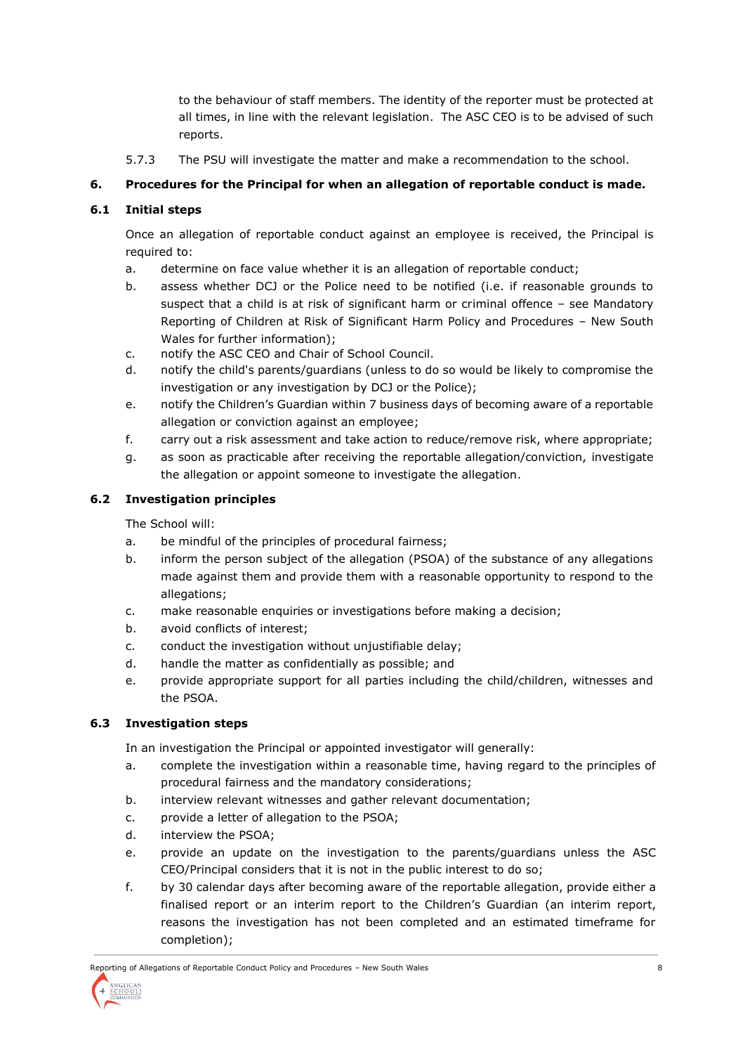to the behaviour of staff members. The identity of the reporter must be protected at all times, in line with the relevant legislation. The ASC CEO is to be advised of such reports.

5.7.3 The PSU will investigate the matter and make a recommendation to the school.

## 6. Procedures for the Principal for when an allegation of reportable conduct is made.

### 6.1 Initial steps

Once an allegation of reportable conduct against an employee is received, the Principal is required to:

a. determine on face value whether it is an allegation of reportable conduct;
b. assess whether DCJ or the Police need to be notified (i.e. if reasonable grounds to suspect that a child is at risk of significant harm or criminal offence – see Mandatory Reporting of Children at Risk of Significant Harm Policy and Procedures – New South Wales for further information);
c. notify the ASC CEO and Chair of School Council.
d. notify the child's parents/guardians (unless to do so would be likely to compromise the investigation or any investigation by DCJ or the Police);
e. notify the Children's Guardian within 7 business days of becoming aware of a reportable allegation or conviction against an employee;
f. carry out a risk assessment and take action to reduce/remove risk, where appropriate;
g. as soon as practicable after receiving the reportable allegation/conviction, investigate the allegation or appoint someone to investigate the allegation.

### 6.2 Investigation principles

The School will:

a. be mindful of the principles of procedural fairness;
b. inform the person subject of the allegation (PSOA) of the substance of any allegations made against them and provide them with a reasonable opportunity to respond to the allegations;
c. make reasonable enquiries or investigations before making a decision;
b. avoid conflicts of interest;
c. conduct the investigation without unjustifiable delay;
d. handle the matter as confidentially as possible; and
e. provide appropriate support for all parties including the child/children, witnesses and the PSOA.

### 6.3 Investigation steps

In an investigation the Principal or appointed investigator will generally:

a. complete the investigation within a reasonable time, having regard to the principles of procedural fairness and the mandatory considerations;
b. interview relevant witnesses and gather relevant documentation;
c. provide a letter of allegation to the PSOA;
d. interview the PSOA;
e. provide an update on the investigation to the parents/guardians unless the ASC CEO/Principal considers that it is not in the public interest to do so;
f. by 30 calendar days after becoming aware of the reportable allegation, provide either a finalised report or an interim report to the Children's Guardian (an interim report, reasons the investigation has not been completed and an estimated timeframe for completion);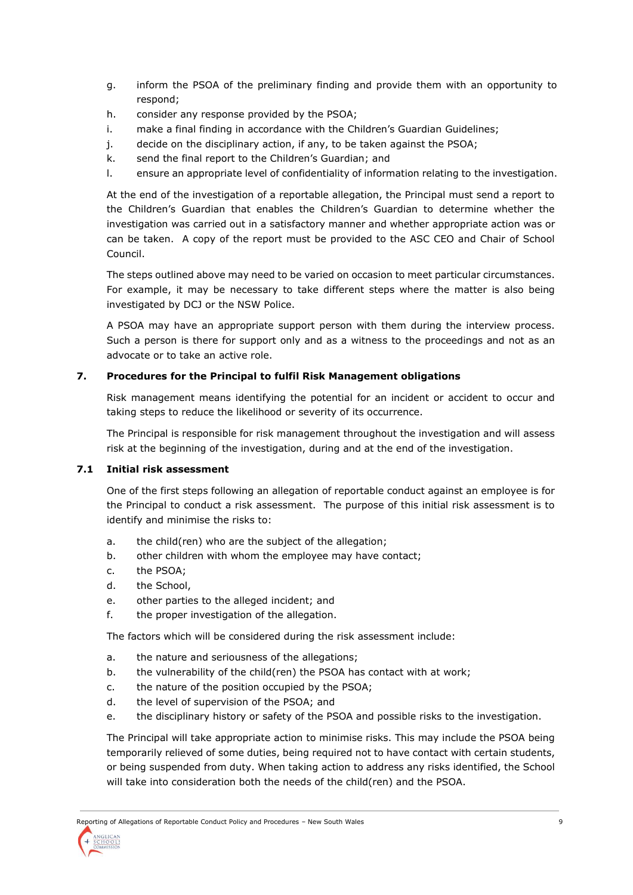g. inform the PSOA of the preliminary finding and provide them with an opportunity to respond;
h. consider any response provided by the PSOA;
i. make a final finding in accordance with the Children's Guardian Guidelines;
j. decide on the disciplinary action, if any, to be taken against the PSOA;
k. send the final report to the Children's Guardian; and
l. ensure an appropriate level of confidentiality of information relating to the investigation.

At the end of the investigation of a reportable allegation, the Principal must send a report to the Children's Guardian that enables the Children's Guardian to determine whether the investigation was carried out in a satisfactory manner and whether appropriate action was or can be taken. A copy of the report must be provided to the ASC CEO and Chair of School Council.

The steps outlined above may need to be varied on occasion to meet particular circumstances. For example, it may be necessary to take different steps where the matter is also being investigated by DCJ or the NSW Police.

A PSOA may have an appropriate support person with them during the interview process. Such a person is there for support only and as a witness to the proceedings and not as an advocate or to take an active role.

## 7. Procedures for the Principal to fulfil Risk Management obligations

Risk management means identifying the potential for an incident or accident to occur and taking steps to reduce the likelihood or severity of its occurrence.

The Principal is responsible for risk management throughout the investigation and will assess risk at the beginning of the investigation, during and at the end of the investigation.

### 7.1 Initial risk assessment

One of the first steps following an allegation of reportable conduct against an employee is for the Principal to conduct a risk assessment. The purpose of this initial risk assessment is to identify and minimise the risks to:

a. the child(ren) who are the subject of the allegation;
b. other children with whom the employee may have contact;
c. the PSOA;
d. the School,
e. other parties to the alleged incident; and
f. the proper investigation of the allegation.

The factors which will be considered during the risk assessment include:

a. the nature and seriousness of the allegations;
b. the vulnerability of the child(ren) the PSOA has contact with at work;
c. the nature of the position occupied by the PSOA;
d. the level of supervision of the PSOA; and
e. the disciplinary history or safety of the PSOA and possible risks to the investigation.

The Principal will take appropriate action to minimise risks. This may include the PSOA being temporarily relieved of some duties, being required not to have contact with certain students, or being suspended from duty. When taking action to address any risks identified, the School will take into consideration both the needs of the child(ren) and the PSOA.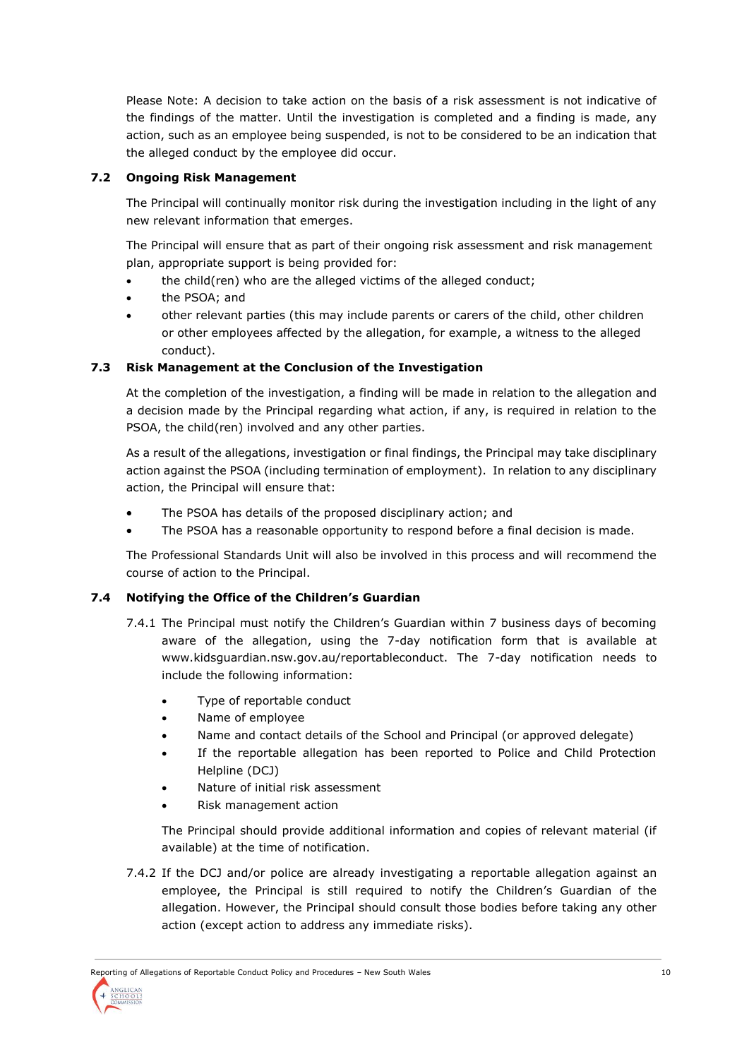Please Note: A decision to take action on the basis of a risk assessment is not indicative of the findings of the matter. Until the investigation is completed and a finding is made, any action, such as an employee being suspended, is not to be considered to be an indication that the alleged conduct by the employee did occur.

### 7.2 Ongoing Risk Management

The Principal will continually monitor risk during the investigation including in the light of any new relevant information that emerges.

The Principal will ensure that as part of their ongoing risk assessment and risk management plan, appropriate support is being provided for:

- the child(ren) who are the alleged victims of the alleged conduct;
- the PSOA; and
- other relevant parties (this may include parents or carers of the child, other children or other employees affected by the allegation, for example, a witness to the alleged conduct).

### 7.3 Risk Management at the Conclusion of the Investigation

At the completion of the investigation, a finding will be made in relation to the allegation and a decision made by the Principal regarding what action, if any, is required in relation to the PSOA, the child(ren) involved and any other parties.

As a result of the allegations, investigation or final findings, the Principal may take disciplinary action against the PSOA (including termination of employment). In relation to any disciplinary action, the Principal will ensure that:

- The PSOA has details of the proposed disciplinary action; and
- The PSOA has a reasonable opportunity to respond before a final decision is made.

The Professional Standards Unit will also be involved in this process and will recommend the course of action to the Principal.

### 7.4 Notifying the Office of the Children's Guardian

7.4.1 The Principal must notify the Children's Guardian within 7 business days of becoming aware of the allegation, using the 7-day notification form that is available at www.kidsguardian.nsw.gov.au/reportableconduct. The 7-day notification needs to include the following information:

- Type of reportable conduct
- Name of employee
- Name and contact details of the School and Principal (or approved delegate)
- If the reportable allegation has been reported to Police and Child Protection Helpline (DCJ)
- Nature of initial risk assessment
- Risk management action

The Principal should provide additional information and copies of relevant material (if available) at the time of notification.

7.4.2 If the DCJ and/or police are already investigating a reportable allegation against an employee, the Principal is still required to notify the Children's Guardian of the allegation. However, the Principal should consult those bodies before taking any other action (except action to address any immediate risks).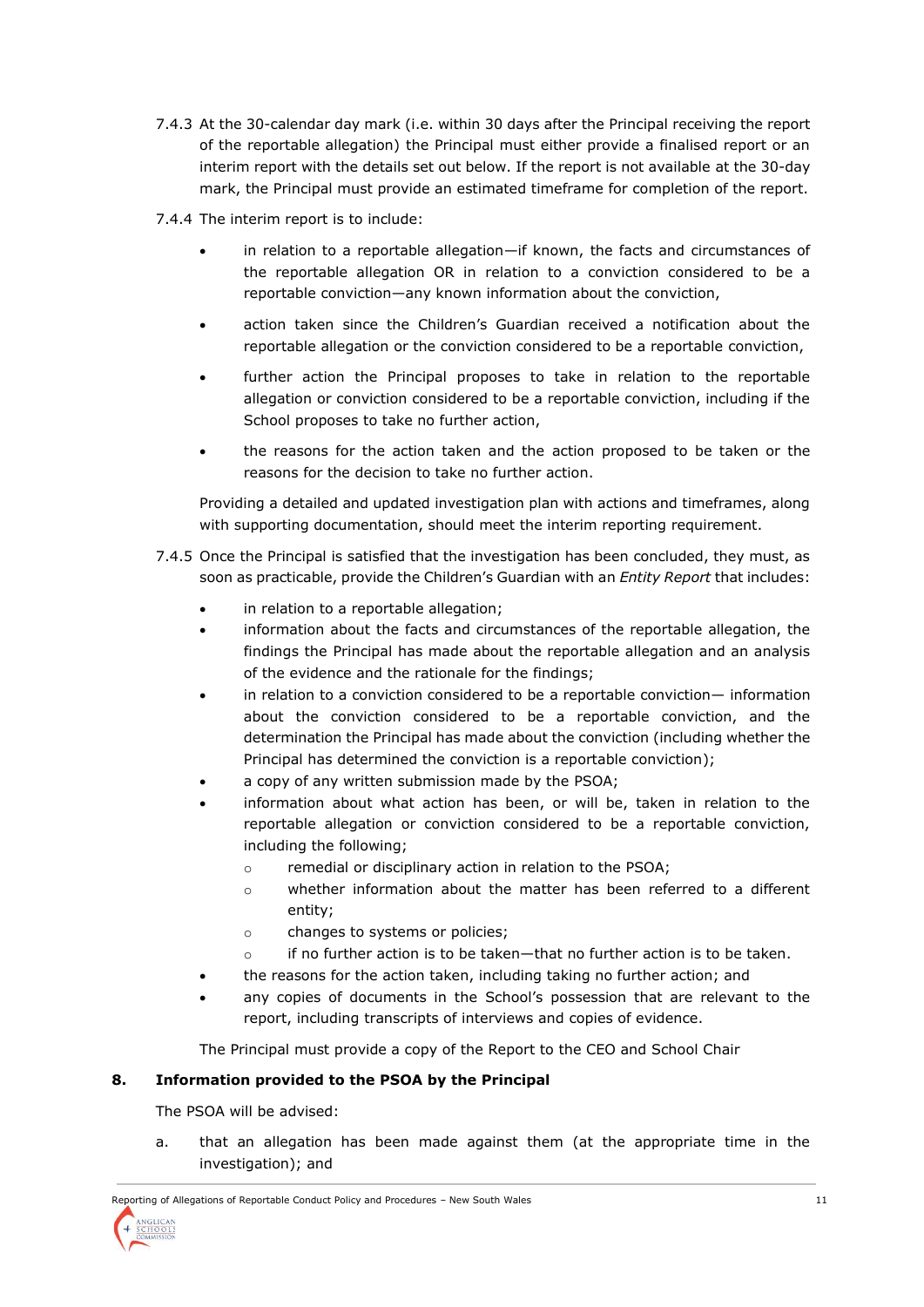7.4.3 At the 30-calendar day mark (i.e. within 30 days after the Principal receiving the report of the reportable allegation) the Principal must either provide a finalised report or an interim report with the details set out below. If the report is not available at the 30-day mark, the Principal must provide an estimated timeframe for completion of the report.

7.4.4 The interim report is to include:

- in relation to a reportable allegation—if known, the facts and circumstances of the reportable allegation OR in relation to a conviction considered to be a reportable conviction—any known information about the conviction,
- action taken since the Children's Guardian received a notification about the reportable allegation or the conviction considered to be a reportable conviction,
- further action the Principal proposes to take in relation to the reportable allegation or conviction considered to be a reportable conviction, including if the School proposes to take no further action,
- the reasons for the action taken and the action proposed to be taken or the reasons for the decision to take no further action.

Providing a detailed and updated investigation plan with actions and timeframes, along with supporting documentation, should meet the interim reporting requirement.

7.4.5 Once the Principal is satisfied that the investigation has been concluded, they must, as soon as practicable, provide the Children's Guardian with an *Entity Report* that includes:

- in relation to a reportable allegation;
- information about the facts and circumstances of the reportable allegation, the findings the Principal has made about the reportable allegation and an analysis of the evidence and the rationale for the findings;
- in relation to a conviction considered to be a reportable conviction— information about the conviction considered to be a reportable conviction, and the determination the Principal has made about the conviction (including whether the Principal has determined the conviction is a reportable conviction);
- a copy of any written submission made by the PSOA;
- information about what action has been, or will be, taken in relation to the reportable allegation or conviction considered to be a reportable conviction, including the following;
  - remedial or disciplinary action in relation to the PSOA;
  - whether information about the matter has been referred to a different entity;
  - changes to systems or policies;
  - if no further action is to be taken—that no further action is to be taken.
- the reasons for the action taken, including taking no further action; and
- any copies of documents in the School's possession that are relevant to the report, including transcripts of interviews and copies of evidence.

The Principal must provide a copy of the Report to the CEO and School Chair

## 8. Information provided to the PSOA by the Principal

The PSOA will be advised:

a. that an allegation has been made against them (at the appropriate time in the investigation); and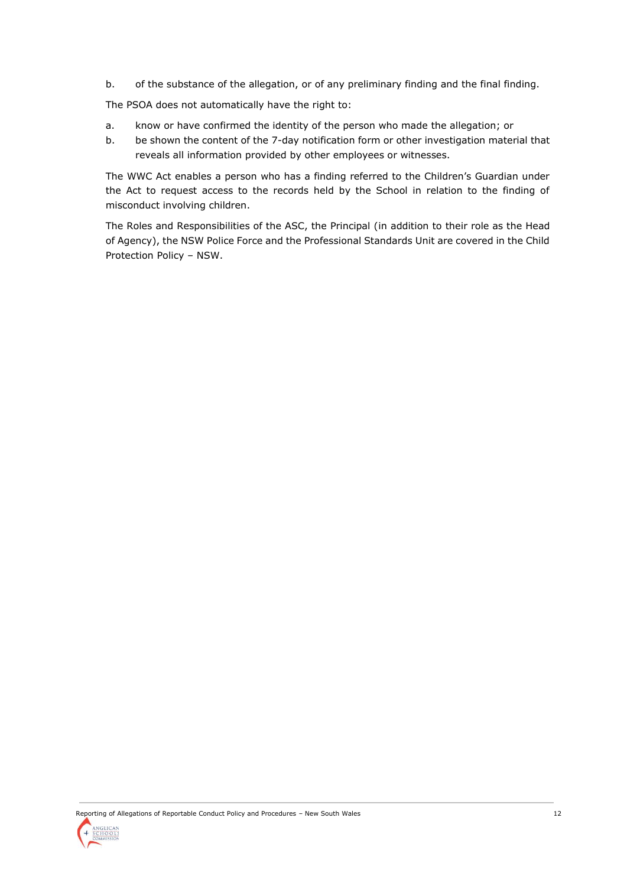b. of the substance of the allegation, or of any preliminary finding and the final finding.

The PSOA does not automatically have the right to:

a. know or have confirmed the identity of the person who made the allegation; or
b. be shown the content of the 7-day notification form or other investigation material that reveals all information provided by other employees or witnesses.

The WWC Act enables a person who has a finding referred to the Children's Guardian under the Act to request access to the records held by the School in relation to the finding of misconduct involving children.

The Roles and Responsibilities of the ASC, the Principal (in addition to their role as the Head of Agency), the NSW Police Force and the Professional Standards Unit are covered in the Child Protection Policy – NSW.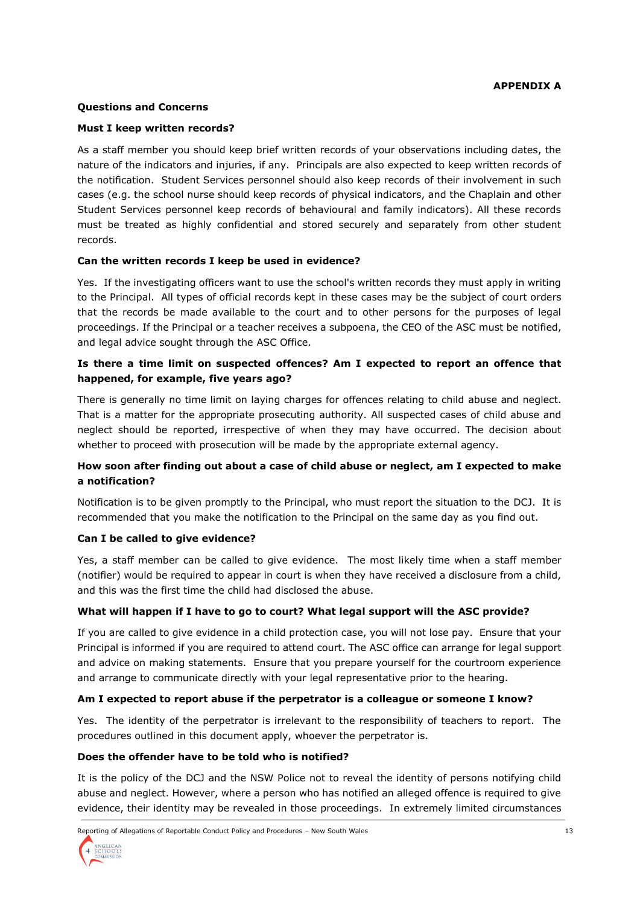**APPENDIX A**

**Questions and Concerns**

**Must I keep written records?**

As a staff member you should keep brief written records of your observations including dates, the nature of the indicators and injuries, if any. Principals are also expected to keep written records of the notification. Student Services personnel should also keep records of their involvement in such cases (e.g. the school nurse should keep records of physical indicators, and the Chaplain and other Student Services personnel keep records of behavioural and family indicators). All these records must be treated as highly confidential and stored securely and separately from other student records.

**Can the written records I keep be used in evidence?**

Yes. If the investigating officers want to use the school's written records they must apply in writing to the Principal. All types of official records kept in these cases may be the subject of court orders that the records be made available to the court and to other persons for the purposes of legal proceedings. If the Principal or a teacher receives a subpoena, the CEO of the ASC must be notified, and legal advice sought through the ASC Office.

**Is there a time limit on suspected offences? Am I expected to report an offence that happened, for example, five years ago?**

There is generally no time limit on laying charges for offences relating to child abuse and neglect. That is a matter for the appropriate prosecuting authority. All suspected cases of child abuse and neglect should be reported, irrespective of when they may have occurred. The decision about whether to proceed with prosecution will be made by the appropriate external agency.

**How soon after finding out about a case of child abuse or neglect, am I expected to make a notification?**

Notification is to be given promptly to the Principal, who must report the situation to the DCJ. It is recommended that you make the notification to the Principal on the same day as you find out.

**Can I be called to give evidence?**

Yes, a staff member can be called to give evidence. The most likely time when a staff member (notifier) would be required to appear in court is when they have received a disclosure from a child, and this was the first time the child had disclosed the abuse.

**What will happen if I have to go to court? What legal support will the ASC provide?**

If you are called to give evidence in a child protection case, you will not lose pay. Ensure that your Principal is informed if you are required to attend court. The ASC office can arrange for legal support and advice on making statements. Ensure that you prepare yourself for the courtroom experience and arrange to communicate directly with your legal representative prior to the hearing.

**Am I expected to report abuse if the perpetrator is a colleague or someone I know?**

Yes. The identity of the perpetrator is irrelevant to the responsibility of teachers to report. The procedures outlined in this document apply, whoever the perpetrator is.

**Does the offender have to be told who is notified?**

It is the policy of the DCJ and the NSW Police not to reveal the identity of persons notifying child abuse and neglect. However, where a person who has notified an alleged offence is required to give evidence, their identity may be revealed in those proceedings. In extremely limited circumstances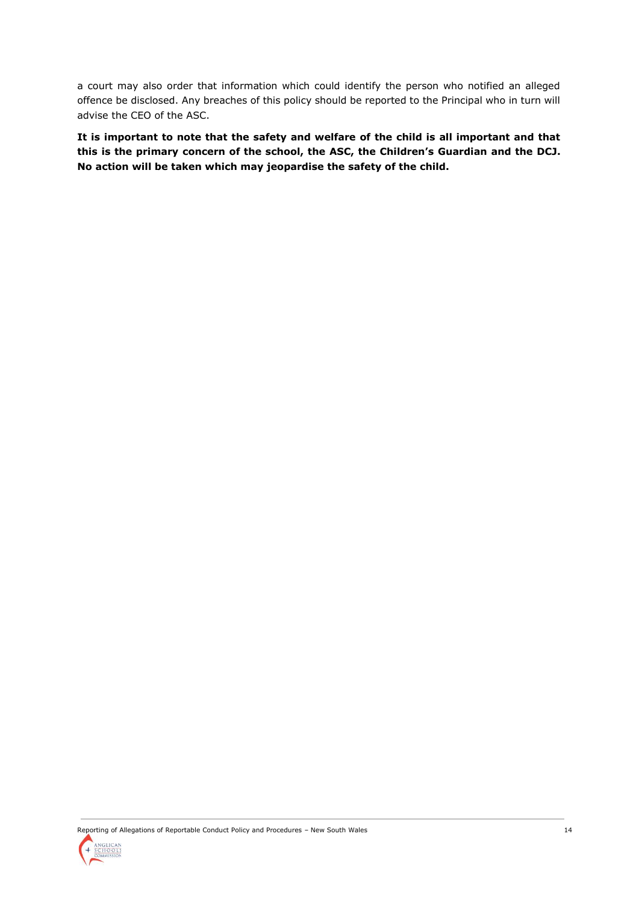a court may also order that information which could identify the person who notified an alleged offence be disclosed. Any breaches of this policy should be reported to the Principal who in turn will advise the CEO of the ASC.

**It is important to note that the safety and welfare of the child is all important and that this is the primary concern of the school, the ASC, the Children's Guardian and the DCJ. No action will be taken which may jeopardise the safety of the child.**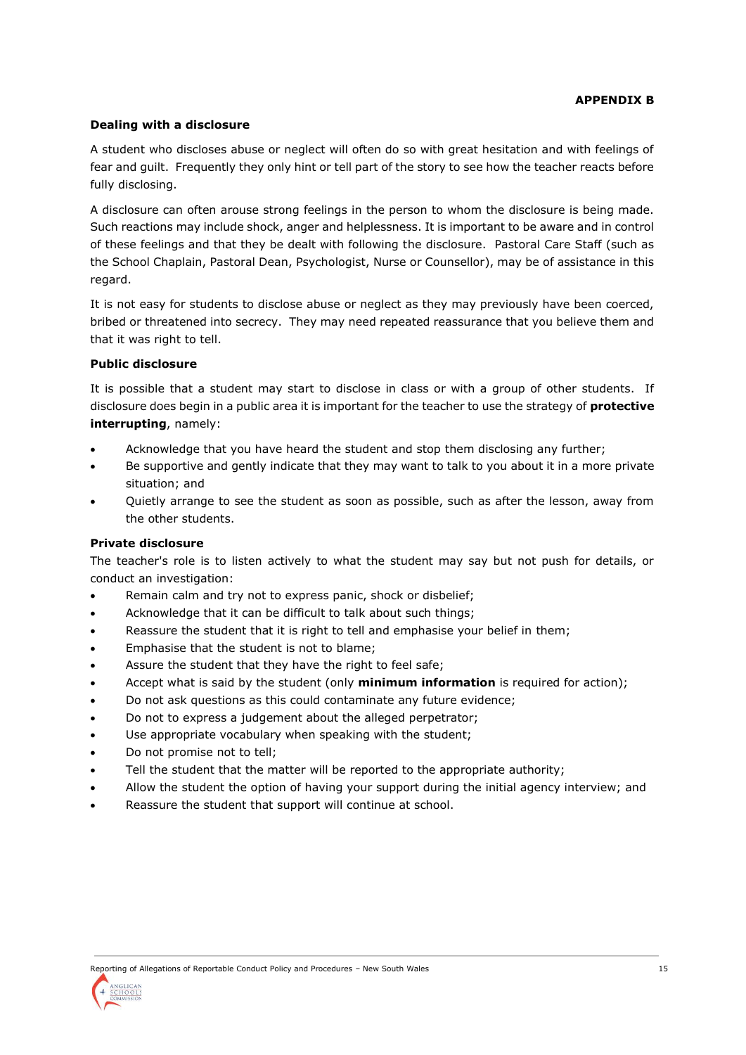**APPENDIX B**

**Dealing with a disclosure**

A student who discloses abuse or neglect will often do so with great hesitation and with feelings of fear and guilt. Frequently they only hint or tell part of the story to see how the teacher reacts before fully disclosing.

A disclosure can often arouse strong feelings in the person to whom the disclosure is being made. Such reactions may include shock, anger and helplessness. It is important to be aware and in control of these feelings and that they be dealt with following the disclosure. Pastoral Care Staff (such as the School Chaplain, Pastoral Dean, Psychologist, Nurse or Counsellor), may be of assistance in this regard.

It is not easy for students to disclose abuse or neglect as they may previously have been coerced, bribed or threatened into secrecy. They may need repeated reassurance that you believe them and that it was right to tell.

**Public disclosure**

It is possible that a student may start to disclose in class or with a group of other students. If disclosure does begin in a public area it is important for the teacher to use the strategy of **protective interrupting**, namely:

- Acknowledge that you have heard the student and stop them disclosing any further;
- Be supportive and gently indicate that they may want to talk to you about it in a more private situation; and
- Quietly arrange to see the student as soon as possible, such as after the lesson, away from the other students.

**Private disclosure**

The teacher's role is to listen actively to what the student may say but not push for details, or conduct an investigation:

- Remain calm and try not to express panic, shock or disbelief;
- Acknowledge that it can be difficult to talk about such things;
- Reassure the student that it is right to tell and emphasise your belief in them;
- Emphasise that the student is not to blame;
- Assure the student that they have the right to feel safe;
- Accept what is said by the student (only **minimum information** is required for action);
- Do not ask questions as this could contaminate any future evidence;
- Do not to express a judgement about the alleged perpetrator;
- Use appropriate vocabulary when speaking with the student;
- Do not promise not to tell;
- Tell the student that the matter will be reported to the appropriate authority;
- Allow the student the option of having your support during the initial agency interview; and
- Reassure the student that support will continue at school.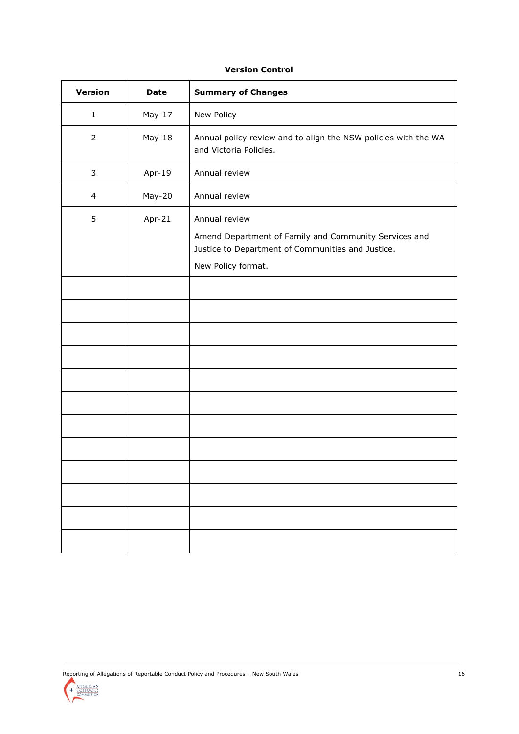**Version Control**

| Version | Date | Summary of Changes |
| --- | --- | --- |
| 1 | May-17 | New Policy |
| 2 | May-18 | Annual policy review and to align the NSW policies with the WA and Victoria Policies. |
| 3 | Apr-19 | Annual review |
| 4 | May-20 | Annual review |
| 5 | Apr-21 | Annual review<br>Amend Department of Family and Community Services and Justice to Department of Communities and Justice.<br>New Policy format. |
| | | |
| | | |
| | | |
| | | |
| | | |
| | | |
| | | |
| | | |
| | | |
| | | |
| | | |
| | | |